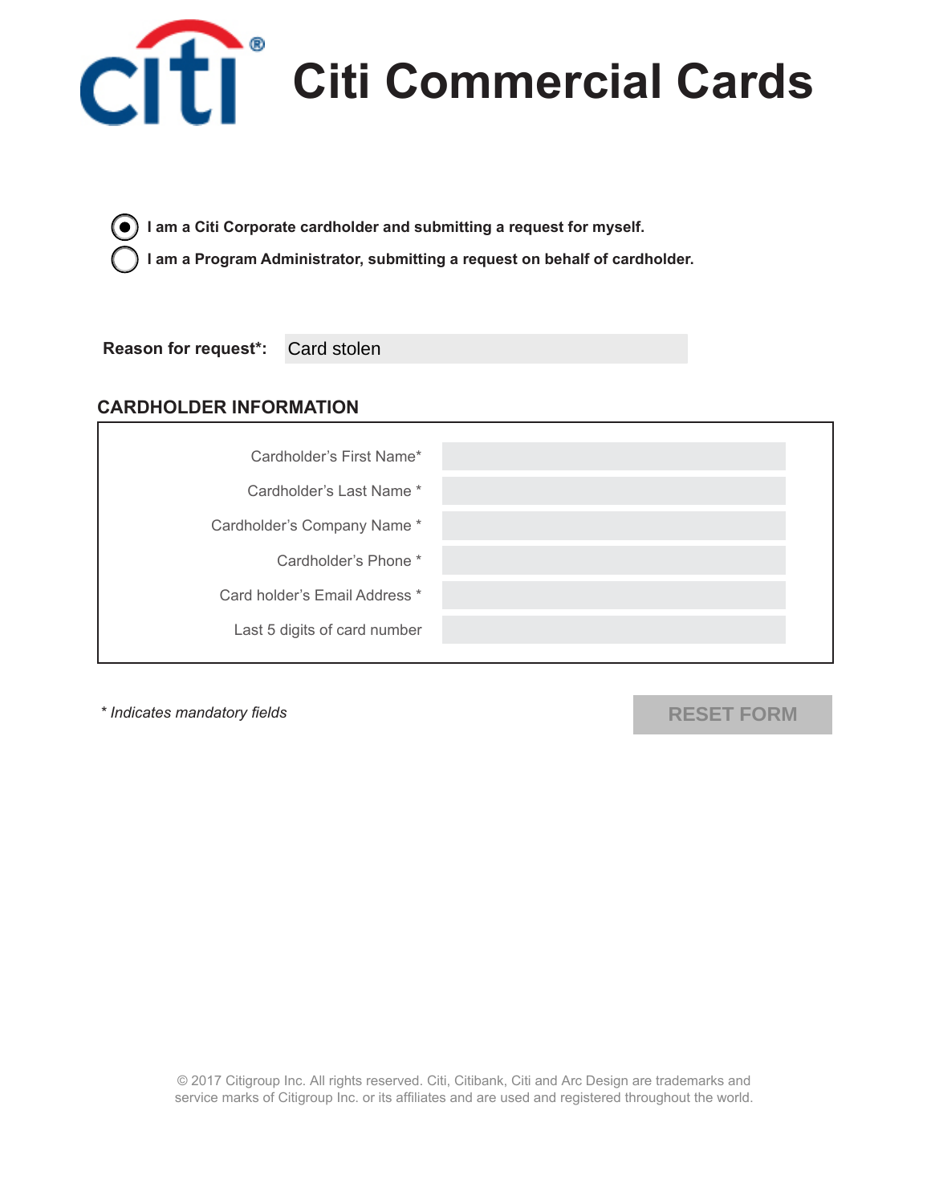# Citi Commercial Cards

- [x] I am a Citi Corporate cardholder and submitting a request for myself.
- [ ] I am a Program Administrator, submitting a request on behalf of cardholder.

**Reason for request*:** Card stolen

## CARDHOLDER INFORMATION

| Field | Value |
| --- | --- |
| Cardholder's First Name* | |
| Cardholder's Last Name * | |
| Cardholder's Company Name * | |
| Cardholder's Phone * | |
| Card holder's Email Address * | |
| Last 5 digits of card number | |

*\* Indicates mandatory fields*

RESET FORM

© 2017 Citigroup Inc. All rights reserved. Citi, Citibank, Citi and Arc Design are trademarks and service marks of Citigroup Inc. or its affiliates and are used and registered throughout the world.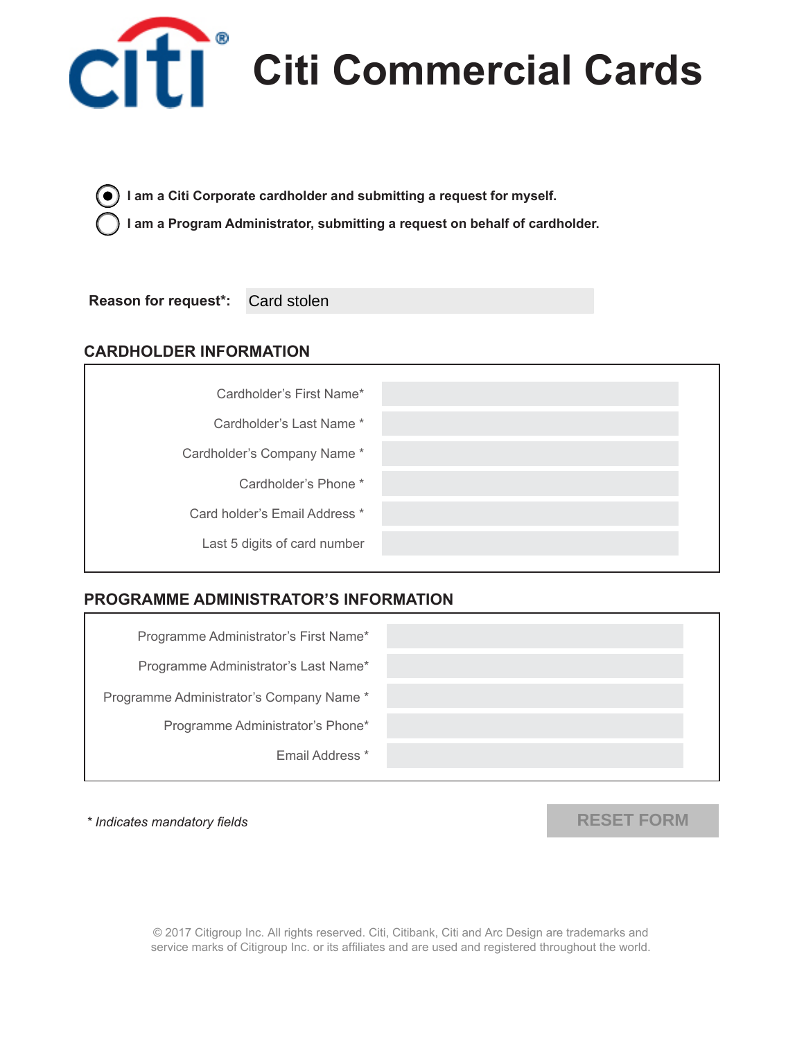# Citi Commercial Cards

- (●) **I am a Citi Corporate cardholder and submitting a request for myself.**
- ( ) **I am a Program Administrator, submitting a request on behalf of cardholder.**

**Reason for request*:** Card stolen

## CARDHOLDER INFORMATION

| | |
|---|---|
| Cardholder's First Name* | |
| Cardholder's Last Name * | |
| Cardholder's Company Name * | |
| Cardholder's Phone * | |
| Card holder's Email Address * | |
| Last 5 digits of card number | |

## PROGRAMME ADMINISTRATOR'S INFORMATION

| | |
|---|---|
| Programme Administrator's First Name* | |
| Programme Administrator's Last Name* | |
| Programme Administrator's Company Name * | |
| Programme Administrator's Phone* | |
| Email Address * | |

*\* Indicates mandatory fields*

RESET FORM

© 2017 Citigroup Inc. All rights reserved. Citi, Citibank, Citi and Arc Design are trademarks and service marks of Citigroup Inc. or its affiliates and are used and registered throughout the world.